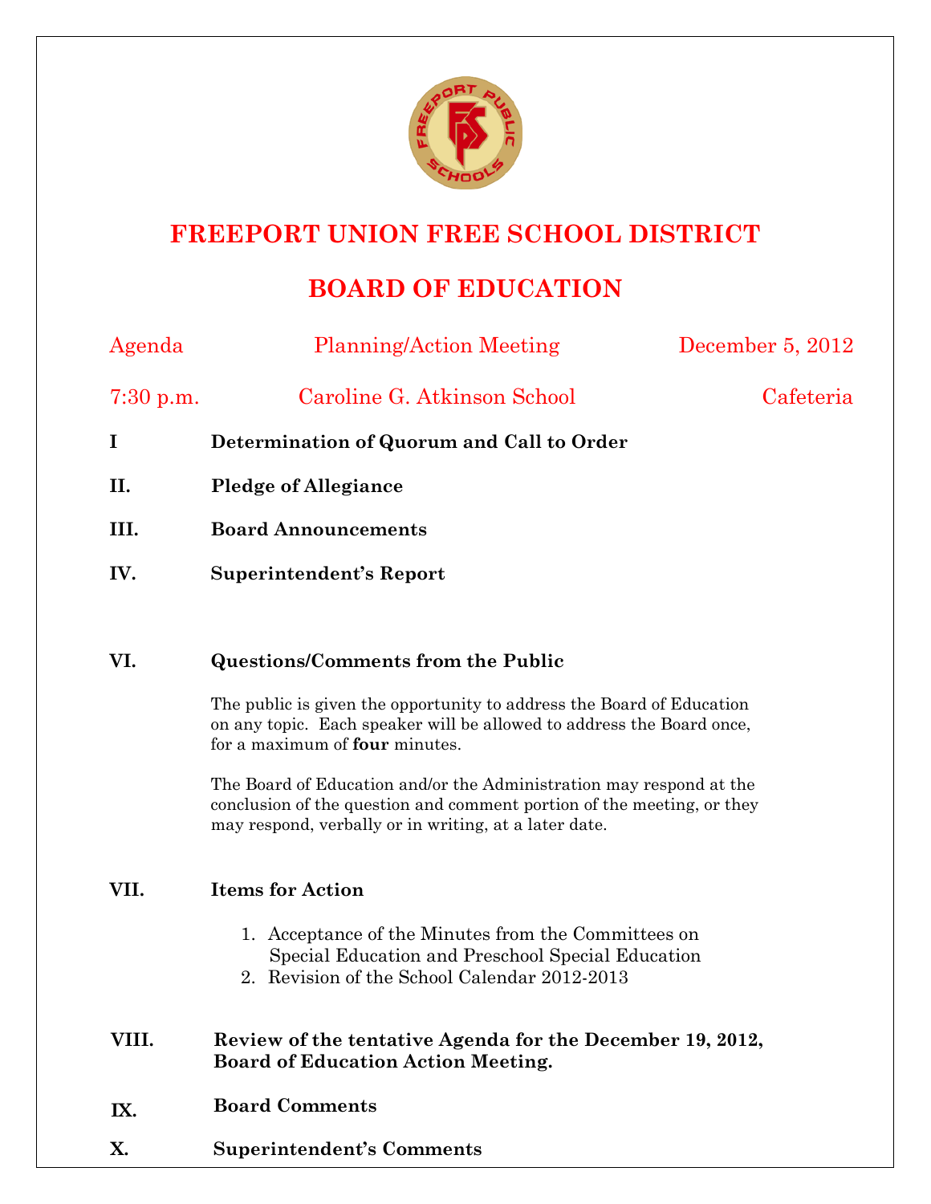# FREEPORT UNION FREE SCHOOL DISTRICT

## BOARD OF EDUCATION

Agenda | Planning/Action Meeting | December 5, 2012

7:30 p.m. | Caroline G. Atkinson School | Cafeteria

**I Determination of Quorum and Call to Order**

**II. Pledge of Allegiance**

**III. Board Announcements**

**IV. Superintendent's Report**

**VI. Questions/Comments from the Public**

The public is given the opportunity to address the Board of Education on any topic. Each speaker will be allowed to address the Board once, for a maximum of **four** minutes.

The Board of Education and/or the Administration may respond at the conclusion of the question and comment portion of the meeting, or they may respond, verbally or in writing, at a later date.

**VII. Items for Action**

1. Acceptance of the Minutes from the Committees on Special Education and Preschool Special Education
2. Revision of the School Calendar 2012-2013

**VIII. Review of the tentative Agenda for the December 19, 2012, Board of Education Action Meeting.**

**IX. Board Comments**

**X. Superintendent's Comments**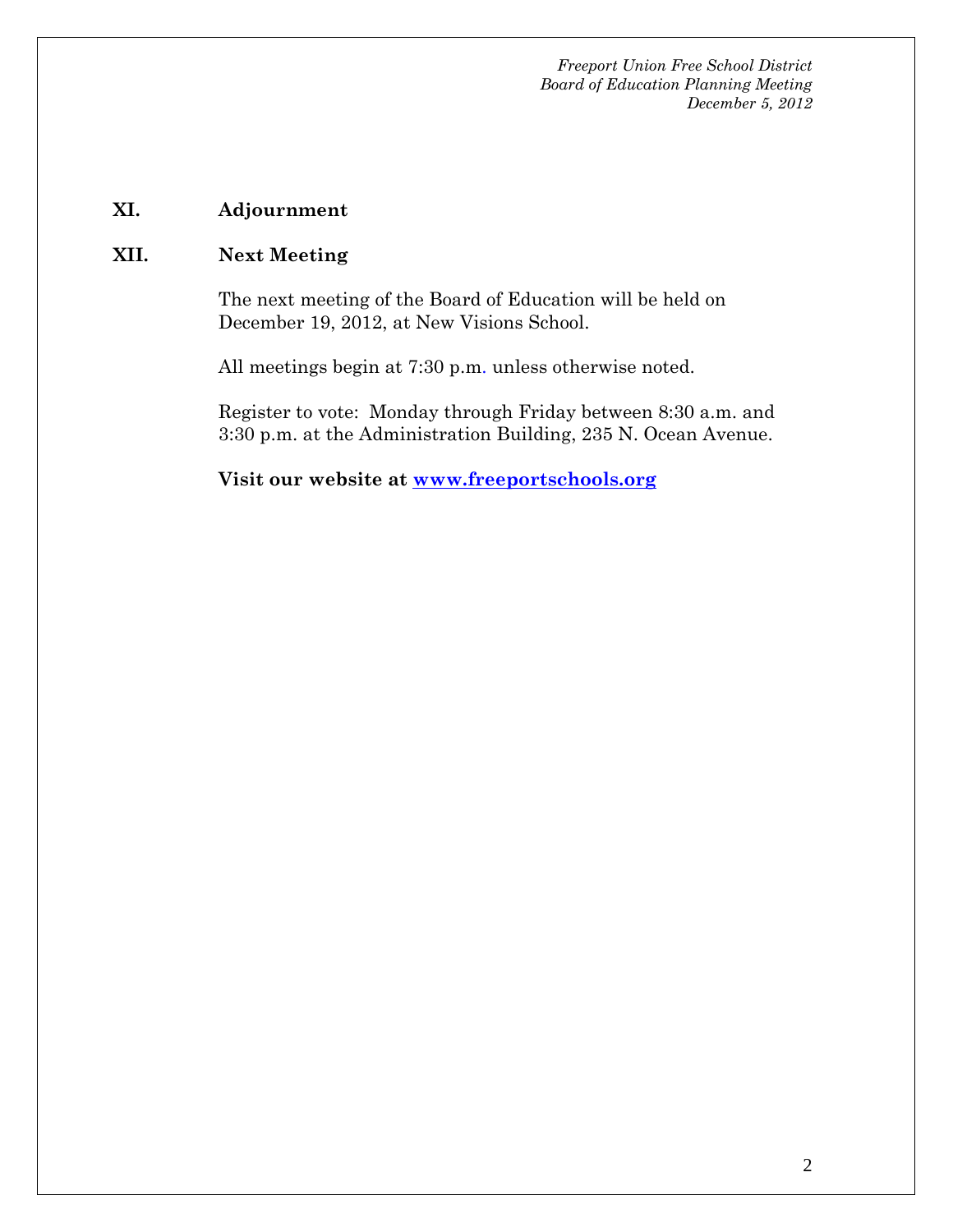## XI. Adjournment

## XII. Next Meeting

The next meeting of the Board of Education will be held on December 19, 2012, at New Visions School.

All meetings begin at 7:30 p.m. unless otherwise noted.

Register to vote: Monday through Friday between 8:30 a.m. and 3:30 p.m. at the Administration Building, 235 N. Ocean Avenue.

**Visit our website at [www.freeportschools.org](http://www.freeportschools.org)**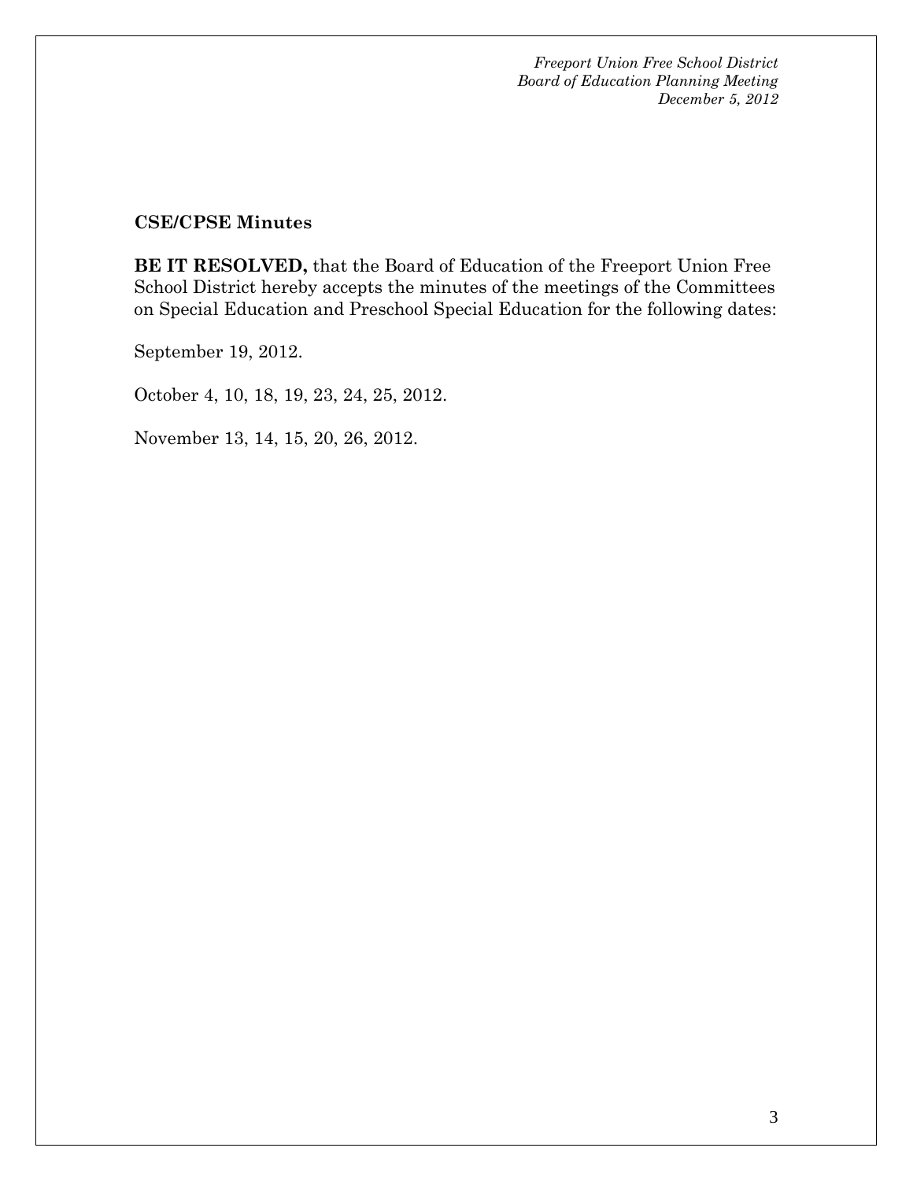**CSE/CPSE Minutes**

**BE IT RESOLVED,** that the Board of Education of the Freeport Union Free School District hereby accepts the minutes of the meetings of the Committees on Special Education and Preschool Special Education for the following dates:

September 19, 2012.

October 4, 10, 18, 19, 23, 24, 25, 2012.

November 13, 14, 15, 20, 26, 2012.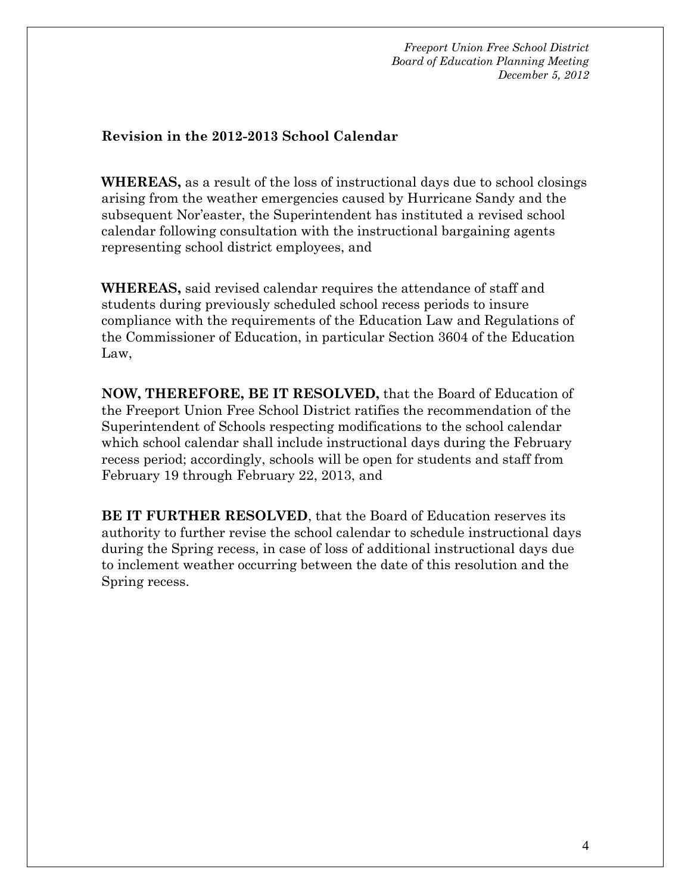## Revision in the 2012-2013 School Calendar

**WHEREAS,** as a result of the loss of instructional days due to school closings arising from the weather emergencies caused by Hurricane Sandy and the subsequent Nor'easter, the Superintendent has instituted a revised school calendar following consultation with the instructional bargaining agents representing school district employees, and

**WHEREAS,** said revised calendar requires the attendance of staff and students during previously scheduled school recess periods to insure compliance with the requirements of the Education Law and Regulations of the Commissioner of Education, in particular Section 3604 of the Education Law,

**NOW, THEREFORE, BE IT RESOLVED,** that the Board of Education of the Freeport Union Free School District ratifies the recommendation of the Superintendent of Schools respecting modifications to the school calendar which school calendar shall include instructional days during the February recess period; accordingly, schools will be open for students and staff from February 19 through February 22, 2013, and

**BE IT FURTHER RESOLVED**, that the Board of Education reserves its authority to further revise the school calendar to schedule instructional days during the Spring recess, in case of loss of additional instructional days due to inclement weather occurring between the date of this resolution and the Spring recess.